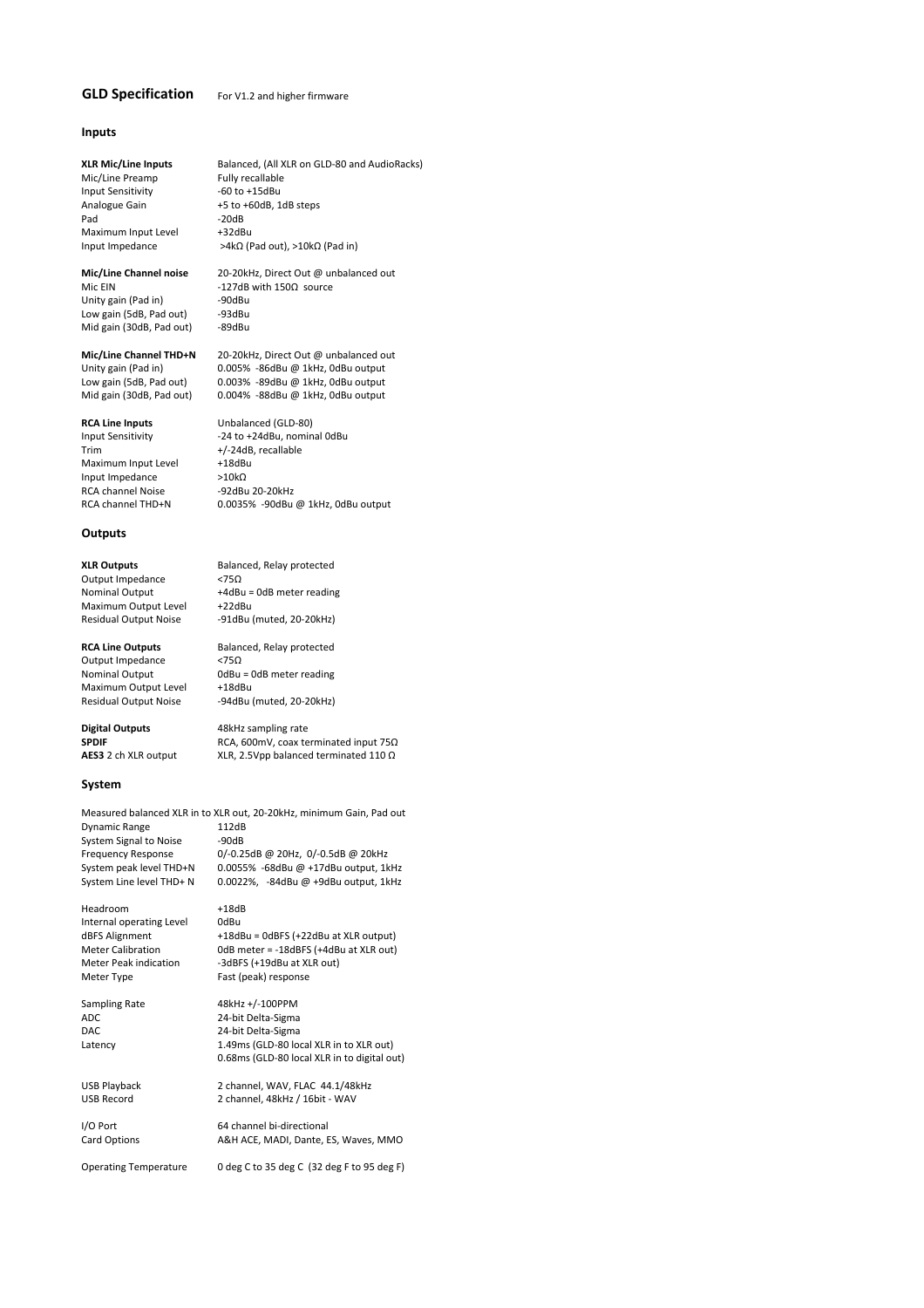# GLD Specification

For V1.2 and higher firmware

## Inputs

| | |
|---|---|
| **XLR Mic/Line Inputs** | Balanced, (All XLR on GLD-80 and AudioRacks) |
| Mic/Line Preamp | Fully recallable |
| Input Sensitivity | -60 to +15dBu |
| Analogue Gain | +5 to +60dB, 1dB steps |
| Pad | -20dB |
| Maximum Input Level | +32dBu |
| Input Impedance | >4kΩ (Pad out), >10kΩ (Pad in) |

| | |
|---|---|
| **Mic/Line Channel noise** | 20-20kHz, Direct Out @ unbalanced out |
| Mic EIN | -127dB with 150Ω source |
| Unity gain (Pad in) | -90dBu |
| Low gain (5dB, Pad out) | -93dBu |
| Mid gain (30dB, Pad out) | -89dBu |

| | |
|---|---|
| **Mic/Line Channel THD+N** | 20-20kHz, Direct Out @ unbalanced out |
| Unity gain (Pad in) | 0.005% -86dBu @ 1kHz, 0dBu output |
| Low gain (5dB, Pad out) | 0.003% -89dBu @ 1kHz, 0dBu output |
| Mid gain (30dB, Pad out) | 0.004% -88dBu @ 1kHz, 0dBu output |

| | |
|---|---|
| **RCA Line Inputs** | Unbalanced (GLD-80) |
| Input Sensitivity | -24 to +24dBu, nominal 0dBu |
| Trim | +/-24dB, recallable |
| Maximum Input Level | +18dBu |
| Input Impedance | >10kΩ |
| RCA channel Noise | -92dBu 20-20kHz |
| RCA channel THD+N | 0.0035% -90dBu @ 1kHz, 0dBu output |

## Outputs

| | |
|---|---|
| **XLR Outputs** | Balanced, Relay protected |
| Output Impedance | <75Ω |
| Nominal Output | +4dBu = 0dB meter reading |
| Maximum Output Level | +22dBu |
| Residual Output Noise | -91dBu (muted, 20-20kHz) |

| | |
|---|---|
| **RCA Line Outputs** | Balanced, Relay protected |
| Output Impedance | <75Ω |
| Nominal Output | 0dBu = 0dB meter reading |
| Maximum Output Level | +18dBu |
| Residual Output Noise | -94dBu (muted, 20-20kHz) |

| | |
|---|---|
| **Digital Outputs** | 48kHz sampling rate |
| **SPDIF** | RCA, 600mV, coax terminated input 75Ω |
| **AES3** 2 ch XLR output | XLR, 2.5Vpp balanced terminated 110 Ω |

## System

Measured balanced XLR in to XLR out, 20-20kHz, minimum Gain, Pad out

| | |
|---|---|
| Dynamic Range | 112dB |
| System Signal to Noise | -90dB |
| Frequency Response | 0/-0.25dB @ 20Hz, 0/-0.5dB @ 20kHz |
| System peak level THD+N | 0.0055% -68dBu @ +17dBu output, 1kHz |
| System Line level THD+ N | 0.0022%, -84dBu @ +9dBu output, 1kHz |

| | |
|---|---|
| Headroom | +18dB |
| Internal operating Level | 0dBu |
| dBFS Alignment | +18dBu = 0dBFS (+22dBu at XLR output) |
| Meter Calibration | 0dB meter = -18dBFS (+4dBu at XLR out) |
| Meter Peak indication | -3dBFS (+19dBu at XLR out) |
| Meter Type | Fast (peak) response |

| | |
|---|---|
| Sampling Rate | 48kHz +/-100PPM |
| ADC | 24-bit Delta-Sigma |
| DAC | 24-bit Delta-Sigma |
| Latency | 1.49ms (GLD-80 local XLR in to XLR out)<br>0.68ms (GLD-80 local XLR in to digital out) |

| | |
|---|---|
| USB Playback | 2 channel, WAV, FLAC 44.1/48kHz |
| USB Record | 2 channel, 48kHz / 16bit - WAV |

| | |
|---|---|
| I/O Port | 64 channel bi-directional |
| Card Options | A&H ACE, MADI, Dante, ES, Waves, MMO |

| | |
|---|---|
| Operating Temperature | 0 deg C to 35 deg C (32 deg F to 95 deg F) |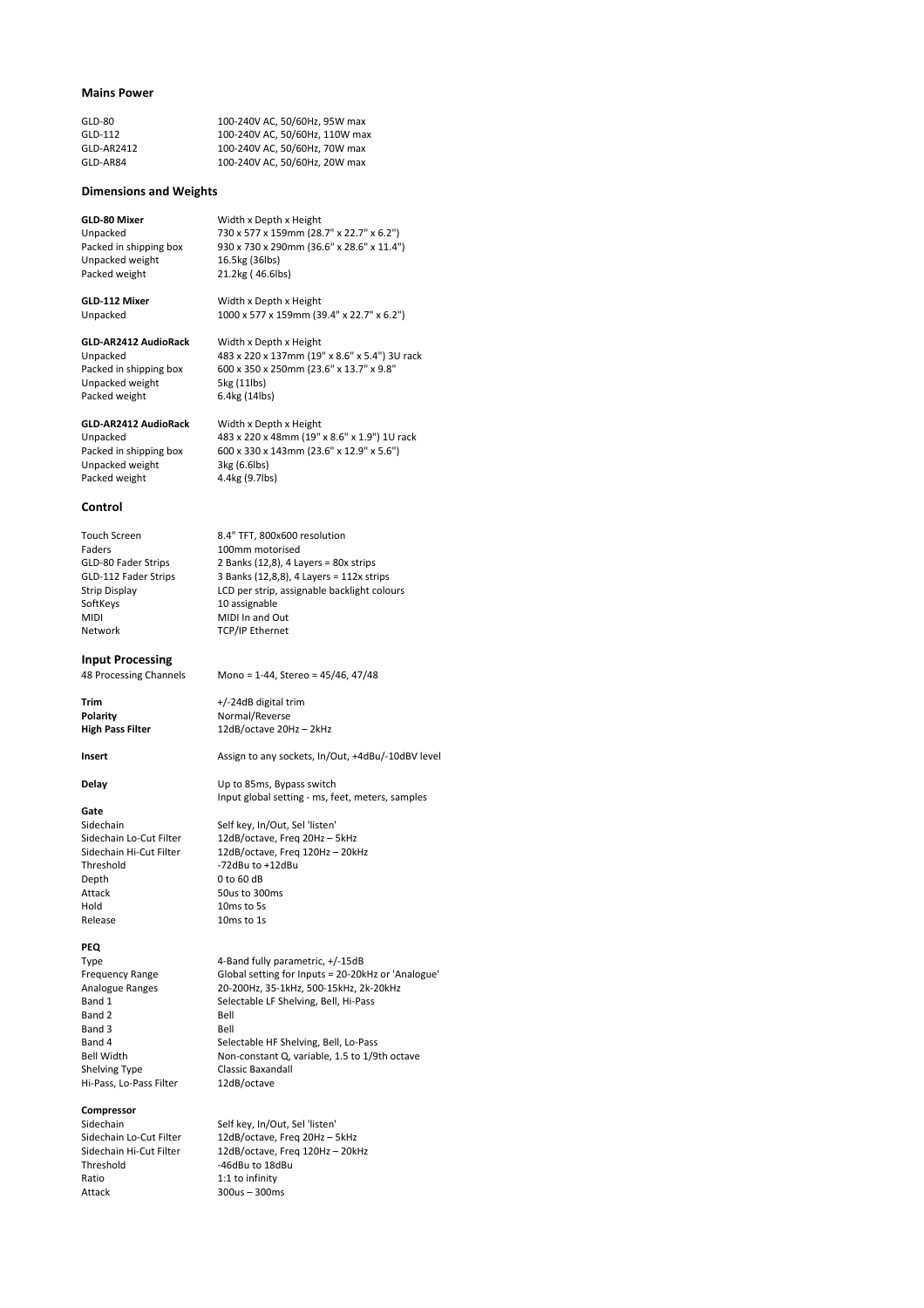## Mains Power

| | |
|---|---|
| GLD-80 | 100-240V AC, 50/60Hz, 95W max |
| GLD-112 | 100-240V AC, 50/60Hz, 110W max |
| GLD-AR2412 | 100-240V AC, 50/60Hz, 70W max |
| GLD-AR84 | 100-240V AC, 50/60Hz, 20W max |

## Dimensions and Weights

| | |
|---|---|
| **GLD-80 Mixer** | Width x Depth x Height |
| Unpacked | 730 x 577 x 159mm (28.7" x 22.7" x 6.2") |
| Packed in shipping box | 930 x 730 x 290mm (36.6" x 28.6" x 11.4") |
| Unpacked weight | 16.5kg (36lbs) |
| Packed weight | 21.2kg ( 46.6lbs) |

| | |
|---|---|
| **GLD-112 Mixer** | Width x Depth x Height |
| Unpacked | 1000 x 577 x 159mm (39.4" x 22.7" x 6.2") |

| | |
|---|---|
| **GLD-AR2412 AudioRack** | Width x Depth x Height |
| Unpacked | 483 x 220 x 137mm (19" x 8.6" x 5.4") 3U rack |
| Packed in shipping box | 600 x 350 x 250mm (23.6" x 13.7" x 9.8" |
| Unpacked weight | 5kg (11lbs) |
| Packed weight | 6.4kg (14lbs) |

| | |
|---|---|
| **GLD-AR2412 AudioRack** | Width x Depth x Height |
| Unpacked | 483 x 220 x 48mm (19" x 8.6" x 1.9") 1U rack |
| Packed in shipping box | 600 x 330 x 143mm (23.6" x 12.9" x 5.6") |
| Unpacked weight | 3kg (6.6lbs) |
| Packed weight | 4.4kg (9.7lbs) |

## Control

| | |
|---|---|
| Touch Screen | 8.4" TFT, 800x600 resolution |
| Faders | 100mm motorised |
| GLD-80 Fader Strips | 2 Banks (12,8), 4 Layers = 80x strips |
| GLD-112 Fader Strips | 3 Banks (12,8,8), 4 Layers = 112x strips |
| Strip Display | LCD per strip, assignable backlight colours |
| SoftKeys | 10 assignable |
| MIDI | MIDI In and Out |
| Network | TCP/IP Ethernet |

## Input Processing

| | |
|---|---|
| 48 Processing Channels | Mono = 1-44, Stereo = 45/46, 47/48 |

| | |
|---|---|
| **Trim** | +/-24dB digital trim |
| **Polarity** | Normal/Reverse |
| **High Pass Filter** | 12dB/octave 20Hz – 2kHz |

| | |
|---|---|
| **Insert** | Assign to any sockets, In/Out, +4dBu/-10dBV level |

| | |
|---|---|
| **Delay** | Up to 85ms, Bypass switch<br>Input global setting - ms, feet, meters, samples |

**Gate**

| | |
|---|---|
| Sidechain | Self key, In/Out, Sel 'listen' |
| Sidechain Lo-Cut Filter | 12dB/octave, Freq 20Hz – 5kHz |
| Sidechain Hi-Cut Filter | 12dB/octave, Freq 120Hz – 20kHz |
| Threshold | -72dBu to +12dBu |
| Depth | 0 to 60 dB |
| Attack | 50us to 300ms |
| Hold | 10ms to 5s |
| Release | 10ms to 1s |

**PEQ**

| | |
|---|---|
| Type | 4-Band fully parametric, +/-15dB |
| Frequency Range | Global setting for Inputs = 20-20kHz or 'Analogue' |
| Analogue Ranges | 20-200Hz, 35-1kHz, 500-15kHz, 2k-20kHz |
| Band 1 | Selectable LF Shelving, Bell, Hi-Pass |
| Band 2 | Bell |
| Band 3 | Bell |
| Band 4 | Selectable HF Shelving, Bell, Lo-Pass |
| Bell Width | Non-constant Q, variable, 1.5 to 1/9th octave |
| Shelving Type | Classic Baxandall |
| Hi-Pass, Lo-Pass Filter | 12dB/octave |

**Compressor**

| | |
|---|---|
| Sidechain | Self key, In/Out, Sel 'listen' |
| Sidechain Lo-Cut Filter | 12dB/octave, Freq 20Hz – 5kHz |
| Sidechain Hi-Cut Filter | 12dB/octave, Freq 120Hz – 20kHz |
| Threshold | -46dBu to 18dBu |
| Ratio | 1:1 to infinity |
| Attack | 300us – 300ms |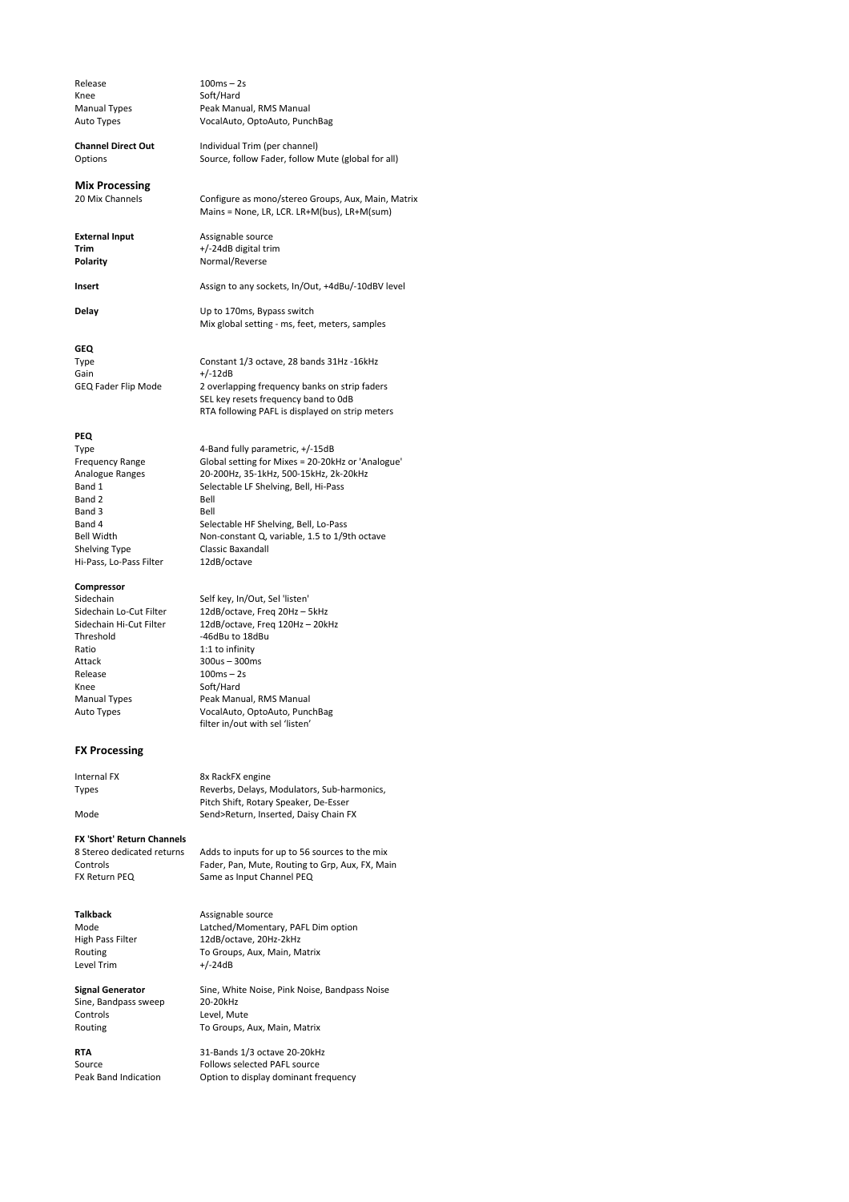| | |
|---|---|
| Release | 100ms – 2s |
| Knee | Soft/Hard |
| Manual Types | Peak Manual, RMS Manual |
| Auto Types | VocalAuto, OptoAuto, PunchBag |

| | |
|---|---|
| **Channel Direct Out** | Individual Trim (per channel) |
| Options | Source, follow Fader, follow Mute (global for all) |

## Mix Processing

| | |
|---|---|
| 20 Mix Channels | Configure as mono/stereo Groups, Aux, Main, Matrix<br>Mains = None, LR, LCR. LR+M(bus), LR+M(sum) |

| | |
|---|---|
| **External Input** | Assignable source |
| **Trim** | +/-24dB digital trim |
| **Polarity** | Normal/Reverse |

| | |
|---|---|
| **Insert** | Assign to any sockets, In/Out, +4dBu/-10dBV level |

| | |
|---|---|
| **Delay** | Up to 170ms, Bypass switch<br>Mix global setting - ms, feet, meters, samples |

**GEQ**

| | |
|---|---|
| Type | Constant 1/3 octave, 28 bands 31Hz -16kHz |
| Gain | +/-12dB |
| GEQ Fader Flip Mode | 2 overlapping frequency banks on strip faders<br>SEL key resets frequency band to 0dB<br>RTA following PAFL is displayed on strip meters |

**PEQ**

| | |
|---|---|
| Type | 4-Band fully parametric, +/-15dB |
| Frequency Range | Global setting for Mixes = 20-20kHz or 'Analogue' |
| Analogue Ranges | 20-200Hz, 35-1kHz, 500-15kHz, 2k-20kHz |
| Band 1 | Selectable LF Shelving, Bell, Hi-Pass |
| Band 2 | Bell |
| Band 3 | Bell |
| Band 4 | Selectable HF Shelving, Bell, Lo-Pass |
| Bell Width | Non-constant Q, variable, 1.5 to 1/9th octave |
| Shelving Type | Classic Baxandall |
| Hi-Pass, Lo-Pass Filter | 12dB/octave |

**Compressor**

| | |
|---|---|
| Sidechain | Self key, In/Out, Sel 'listen' |
| Sidechain Lo-Cut Filter | 12dB/octave, Freq 20Hz – 5kHz |
| Sidechain Hi-Cut Filter | 12dB/octave, Freq 120Hz – 20kHz |
| Threshold | -46dBu to 18dBu |
| Ratio | 1:1 to infinity |
| Attack | 300us – 300ms |
| Release | 100ms – 2s |
| Knee | Soft/Hard |
| Manual Types | Peak Manual, RMS Manual |
| Auto Types | VocalAuto, OptoAuto, PunchBag<br>filter in/out with sel 'listen' |

## FX Processing

| | |
|---|---|
| Internal FX | 8x RackFX engine |
| Types | Reverbs, Delays, Modulators, Sub-harmonics,<br>Pitch Shift, Rotary Speaker, De-Esser |
| Mode | Send>Return, Inserted, Daisy Chain FX |

**FX 'Short' Return Channels**

| | |
|---|---|
| 8 Stereo dedicated returns | Adds to inputs for up to 56 sources to the mix |
| Controls | Fader, Pan, Mute, Routing to Grp, Aux, FX, Main |
| FX Return PEQ | Same as Input Channel PEQ |

| | |
|---|---|
| **Talkback** | Assignable source |
| Mode | Latched/Momentary, PAFL Dim option |
| High Pass Filter | 12dB/octave, 20Hz-2kHz |
| Routing | To Groups, Aux, Main, Matrix |
| Level Trim | +/-24dB |

| | |
|---|---|
| **Signal Generator** | Sine, White Noise, Pink Noise, Bandpass Noise |
| Sine, Bandpass sweep | 20-20kHz |
| Controls | Level, Mute |
| Routing | To Groups, Aux, Main, Matrix |

| | |
|---|---|
| **RTA** | 31-Bands 1/3 octave 20-20kHz |
| Source | Follows selected PAFL source |
| Peak Band Indication | Option to display dominant frequency |